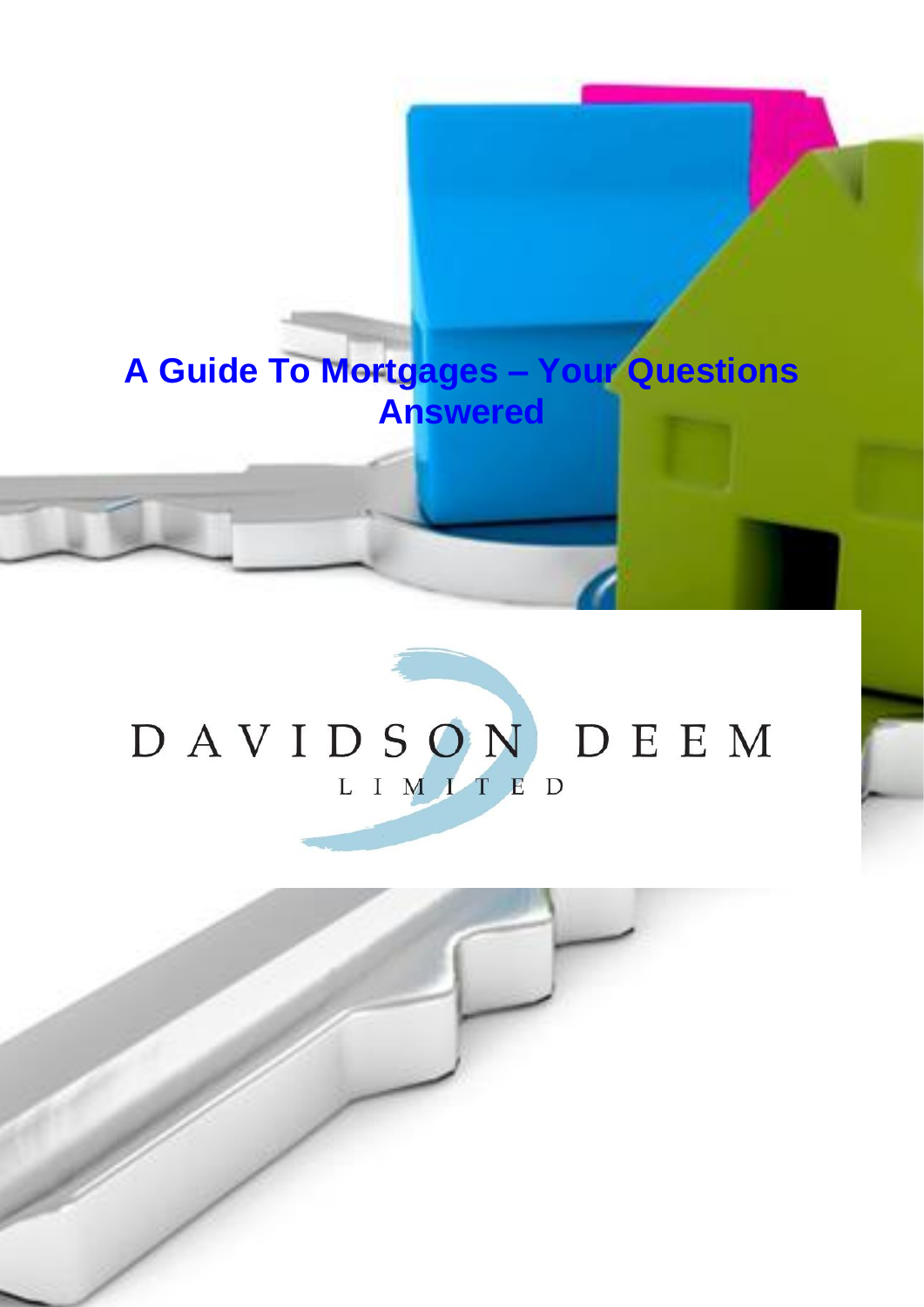# A Guide To Mortgages – Your Questions Answered

DAVIDSON DEEM
LIMITED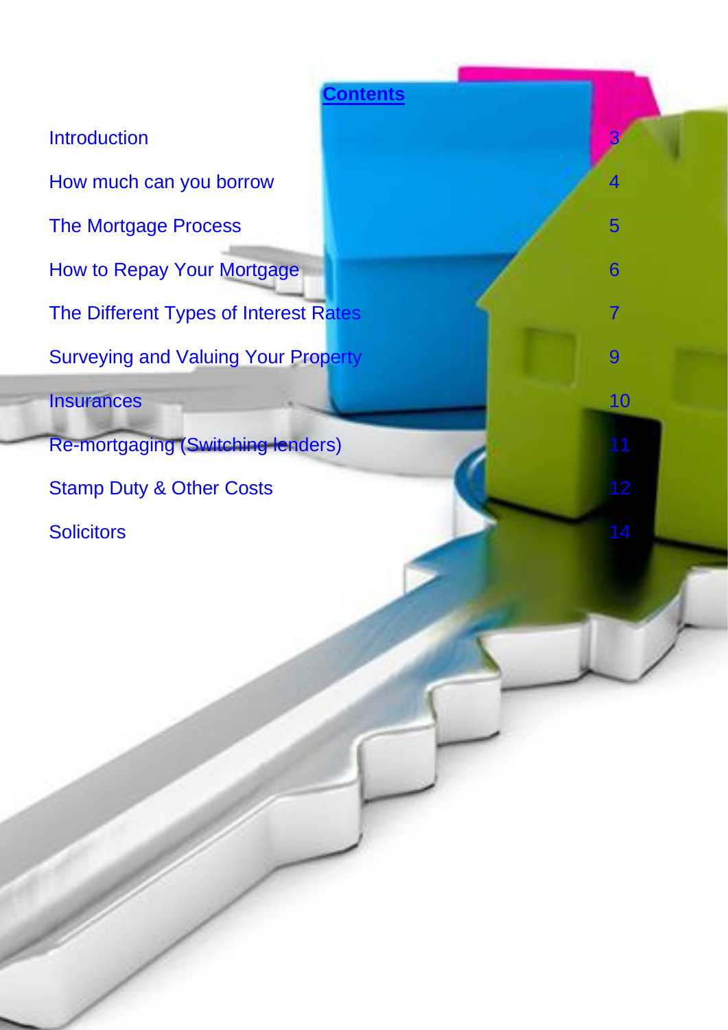## Contents

| | |
|---|---|
| Introduction | 3 |
| How much can you borrow | 4 |
| The Mortgage Process | 5 |
| How to Repay Your Mortgage | 6 |
| The Different Types of Interest Rates | 7 |
| Surveying and Valuing Your Property | 9 |
| Insurances | 10 |
| Re-mortgaging (Switching lenders) | 11 |
| Stamp Duty & Other Costs | 12 |
| Solicitors | 14 |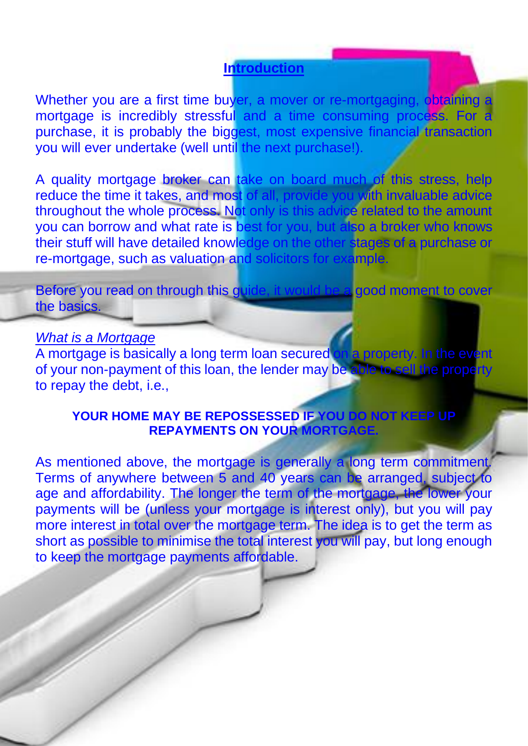## Introduction

Whether you are a first time buyer, a mover or re-mortgaging, obtaining a mortgage is incredibly stressful and a time consuming process. For a purchase, it is probably the biggest, most expensive financial transaction you will ever undertake (well until the next purchase!).

A quality mortgage broker can take on board much of this stress, help reduce the time it takes, and most of all, provide you with invaluable advice throughout the whole process. Not only is this advice related to the amount you can borrow and what rate is best for you, but also a broker who knows their stuff will have detailed knowledge on the other stages of a purchase or re-mortgage, such as valuation and solicitors for example.

Before you read on through this guide, it would be a good moment to cover the basics.

### *What is a Mortgage*

A mortgage is basically a long term loan secured on a property. In the event of your non-payment of this loan, the lender may be able to sell the property to repay the debt, i.e.,

**YOUR HOME MAY BE REPOSSESSED IF YOU DO NOT KEEP UP REPAYMENTS ON YOUR MORTGAGE.**

As mentioned above, the mortgage is generally a long term commitment. Terms of anywhere between 5 and 40 years can be arranged, subject to age and affordability. The longer the term of the mortgage, the lower your payments will be (unless your mortgage is interest only), but you will pay more interest in total over the mortgage term. The idea is to get the term as short as possible to minimise the total interest you will pay, but long enough to keep the mortgage payments affordable.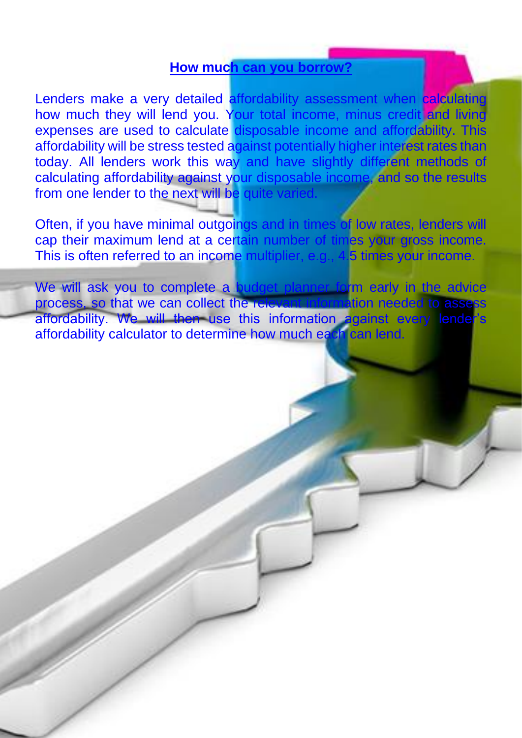## How much can you borrow?

Lenders make a very detailed affordability assessment when calculating how much they will lend you. Your total income, minus credit and living expenses are used to calculate disposable income and affordability. This affordability will be stress tested against potentially higher interest rates than today. All lenders work this way and have slightly different methods of calculating affordability against your disposable income, and so the results from one lender to the next will be quite varied.

Often, if you have minimal outgoings and in times of low rates, lenders will cap their maximum lend at a certain number of times your gross income. This is often referred to an income multiplier, e.g., 4.5 times your income.

We will ask you to complete a budget planner form early in the advice process, so that we can collect the relevant information needed to assess affordability. We will then use this information against every lender's affordability calculator to determine how much each can lend.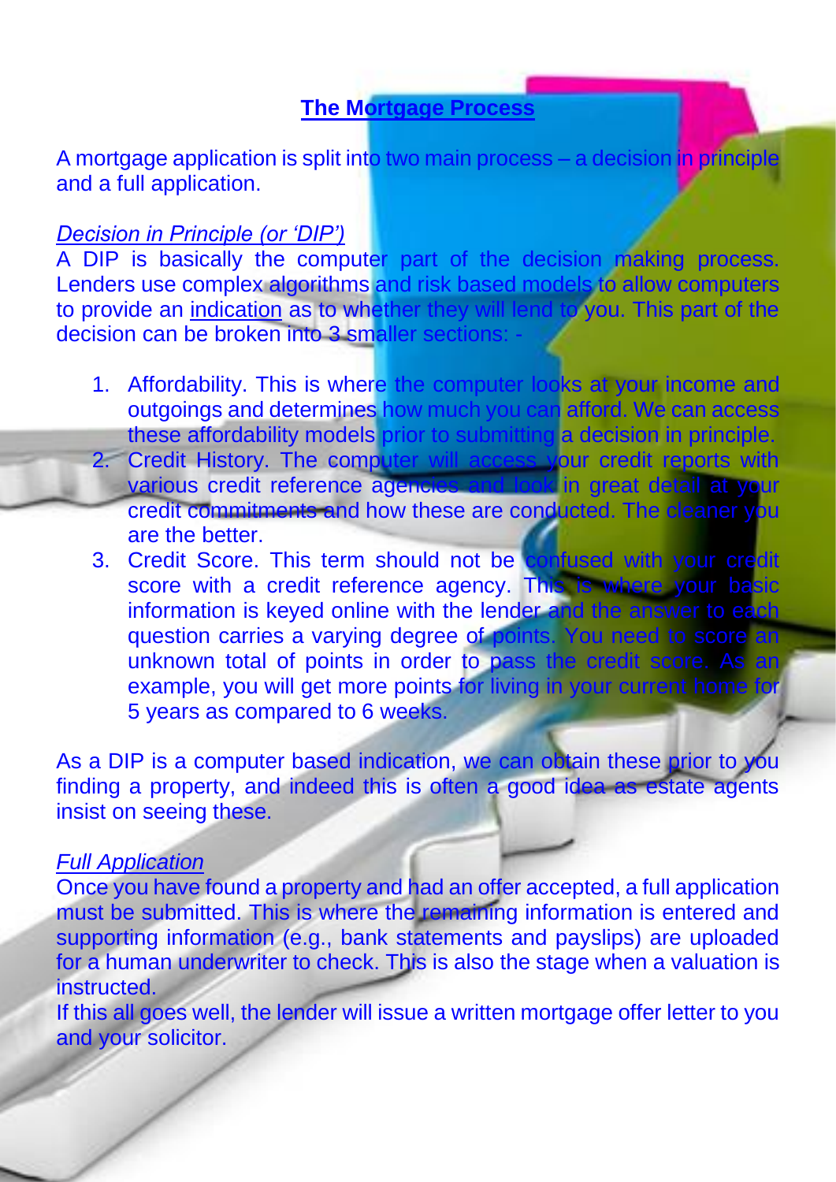# The Mortgage Process

A mortgage application is split into two main process – a decision in principle and a full application.

*Decision in Principle (or 'DIP')*

A DIP is basically the computer part of the decision making process. Lenders use complex algorithms and risk based models to allow computers to provide an indication as to whether they will lend to you. This part of the decision can be broken into 3 smaller sections: -

1. Affordability. This is where the computer looks at your income and outgoings and determines how much you can afford. We can access these affordability models prior to submitting a decision in principle.
2. Credit History. The computer will access your credit reports with various credit reference agencies and look in great detail at your credit commitments and how these are conducted. The cleaner you are the better.
3. Credit Score. This term should not be confused with your credit score with a credit reference agency. This is where your basic information is keyed online with the lender and the answer to each question carries a varying degree of points. You need to score an unknown total of points in order to pass the credit score. As an example, you will get more points for living in your current home for 5 years as compared to 6 weeks.

As a DIP is a computer based indication, we can obtain these prior to you finding a property, and indeed this is often a good idea as estate agents insist on seeing these.

*Full Application*

Once you have found a property and had an offer accepted, a full application must be submitted. This is where the remaining information is entered and supporting information (e.g., bank statements and payslips) are uploaded for a human underwriter to check. This is also the stage when a valuation is instructed.

If this all goes well, the lender will issue a written mortgage offer letter to you and your solicitor.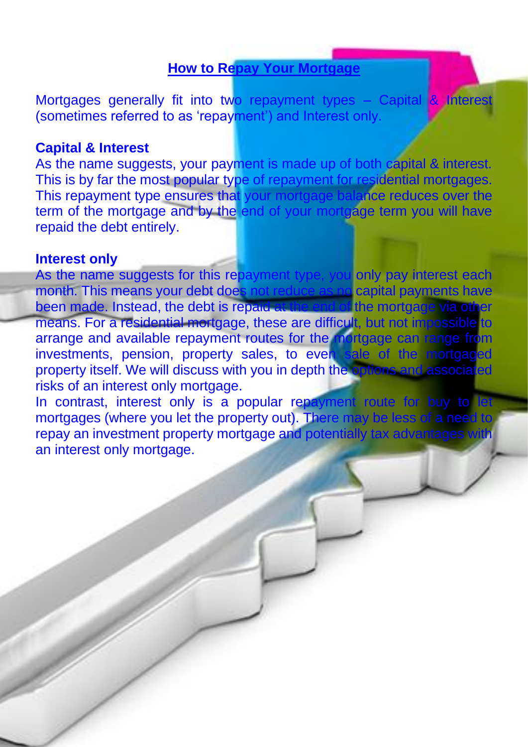## How to Repay Your Mortgage

Mortgages generally fit into two repayment types – Capital & Interest (sometimes referred to as 'repayment') and Interest only.

### Capital & Interest

As the name suggests, your payment is made up of both capital & interest. This is by far the most popular type of repayment for residential mortgages. This repayment type ensures that your mortgage balance reduces over the term of the mortgage and by the end of your mortgage term you will have repaid the debt entirely.

### Interest only

As the name suggests for this repayment type, you only pay interest each month. This means your debt does not reduce as no capital payments have been made. Instead, the debt is repaid at the end of the mortgage via other means. For a residential mortgage, these are difficult, but not impossible to arrange and available repayment routes for the mortgage can range from investments, pension, property sales, to even sale of the mortgaged property itself. We will discuss with you in depth the options and associated risks of an interest only mortgage.

In contrast, interest only is a popular repayment route for buy to let mortgages (where you let the property out). There may be less of a need to repay an investment property mortgage and potentially tax advantages with an interest only mortgage.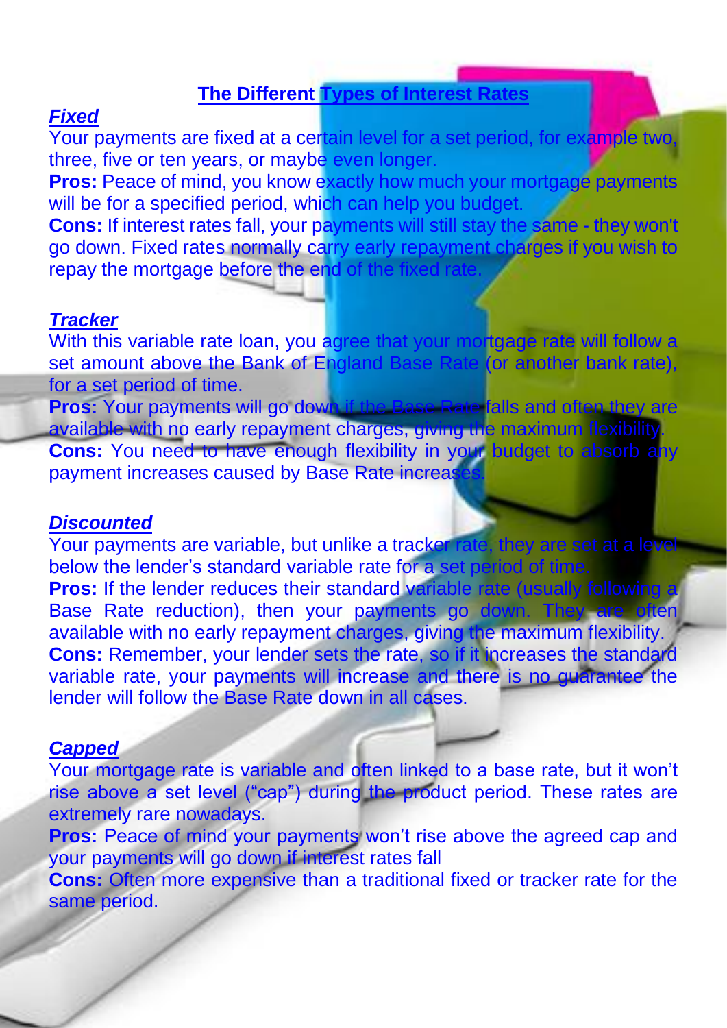## The Different Types of Interest Rates

***Fixed***

Your payments are fixed at a certain level for a set period, for example two, three, five or ten years, or maybe even longer.

**Pros:** Peace of mind, you know exactly how much your mortgage payments will be for a specified period, which can help you budget.

**Cons:** If interest rates fall, your payments will still stay the same - they won't go down. Fixed rates normally carry early repayment charges if you wish to repay the mortgage before the end of the fixed rate.

***Tracker***

With this variable rate loan, you agree that your mortgage rate will follow a set amount above the Bank of England Base Rate (or another bank rate), for a set period of time.

**Pros:** Your payments will go down if the Base Rate falls and often they are available with no early repayment charges, giving the maximum flexibility.

**Cons:** You need to have enough flexibility in your budget to absorb any payment increases caused by Base Rate increases.

***Discounted***

Your payments are variable, but unlike a tracker rate, they are set at a level below the lender's standard variable rate for a set period of time.

**Pros:** If the lender reduces their standard variable rate (usually following a Base Rate reduction), then your payments go down. They are often available with no early repayment charges, giving the maximum flexibility.

**Cons:** Remember, your lender sets the rate, so if it increases the standard variable rate, your payments will increase and there is no guarantee the lender will follow the Base Rate down in all cases.

***Capped***

Your mortgage rate is variable and often linked to a base rate, but it won't rise above a set level ("cap") during the product period. These rates are extremely rare nowadays.

**Pros:** Peace of mind your payments won't rise above the agreed cap and your payments will go down if interest rates fall

**Cons:** Often more expensive than a traditional fixed or tracker rate for the same period.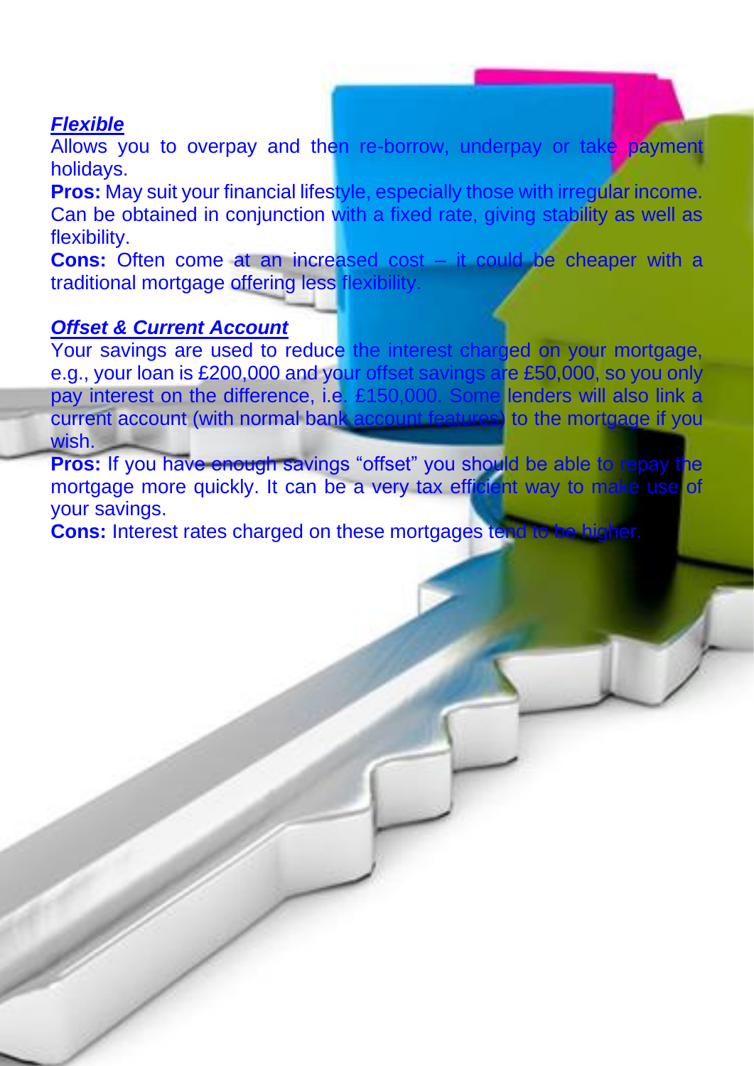***Flexible***

Allows you to overpay and then re-borrow, underpay or take payment holidays.

**Pros:** May suit your financial lifestyle, especially those with irregular income. Can be obtained in conjunction with a fixed rate, giving stability as well as flexibility.

**Cons:** Often come at an increased cost – it could be cheaper with a traditional mortgage offering less flexibility.

***Offset & Current Account***

Your savings are used to reduce the interest charged on your mortgage, e.g., your loan is £200,000 and your offset savings are £50,000, so you only pay interest on the difference, i.e. £150,000. Some lenders will also link a current account (with normal bank account features) to the mortgage if you wish.

**Pros:** If you have enough savings "offset" you should be able to repay the mortgage more quickly. It can be a very tax efficient way to make use of your savings.

**Cons:** Interest rates charged on these mortgages tend to be higher.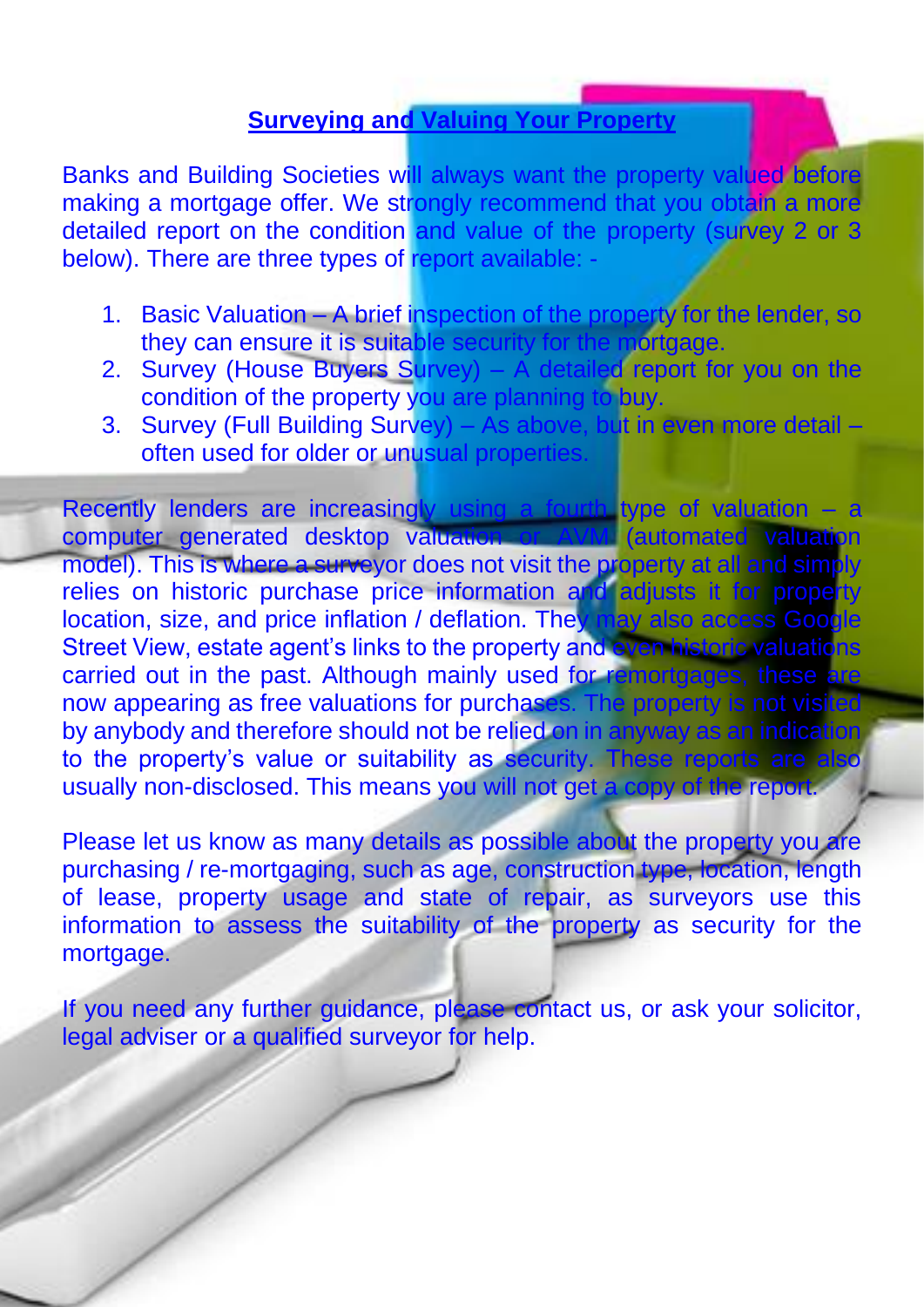## **Surveying and Valuing Your Property**

Banks and Building Societies will always want the property valued before making a mortgage offer. We strongly recommend that you obtain a more detailed report on the condition and value of the property (survey 2 or 3 below). There are three types of report available: -

1. Basic Valuation – A brief inspection of the property for the lender, so they can ensure it is suitable security for the mortgage.
2. Survey (House Buyers Survey) – A detailed report for you on the condition of the property you are planning to buy.
3. Survey (Full Building Survey) – As above, but in even more detail – often used for older or unusual properties.

Recently lenders are increasingly using a fourth type of valuation – a computer generated desktop valuation or AVM (automated valuation model). This is where a surveyor does not visit the property at all and simply relies on historic purchase price information and adjusts it for property location, size, and price inflation / deflation. They may also access Google Street View, estate agent's links to the property and even historic valuations carried out in the past. Although mainly used for remortgages, these are now appearing as free valuations for purchases. The property is not visited by anybody and therefore should not be relied on in anyway as an indication to the property's value or suitability as security. These reports are also usually non-disclosed. This means you will not get a copy of the report.

Please let us know as many details as possible about the property you are purchasing / re-mortgaging, such as age, construction type, location, length of lease, property usage and state of repair, as surveyors use this information to assess the suitability of the property as security for the mortgage.

If you need any further guidance, please contact us, or ask your solicitor, legal adviser or a qualified surveyor for help.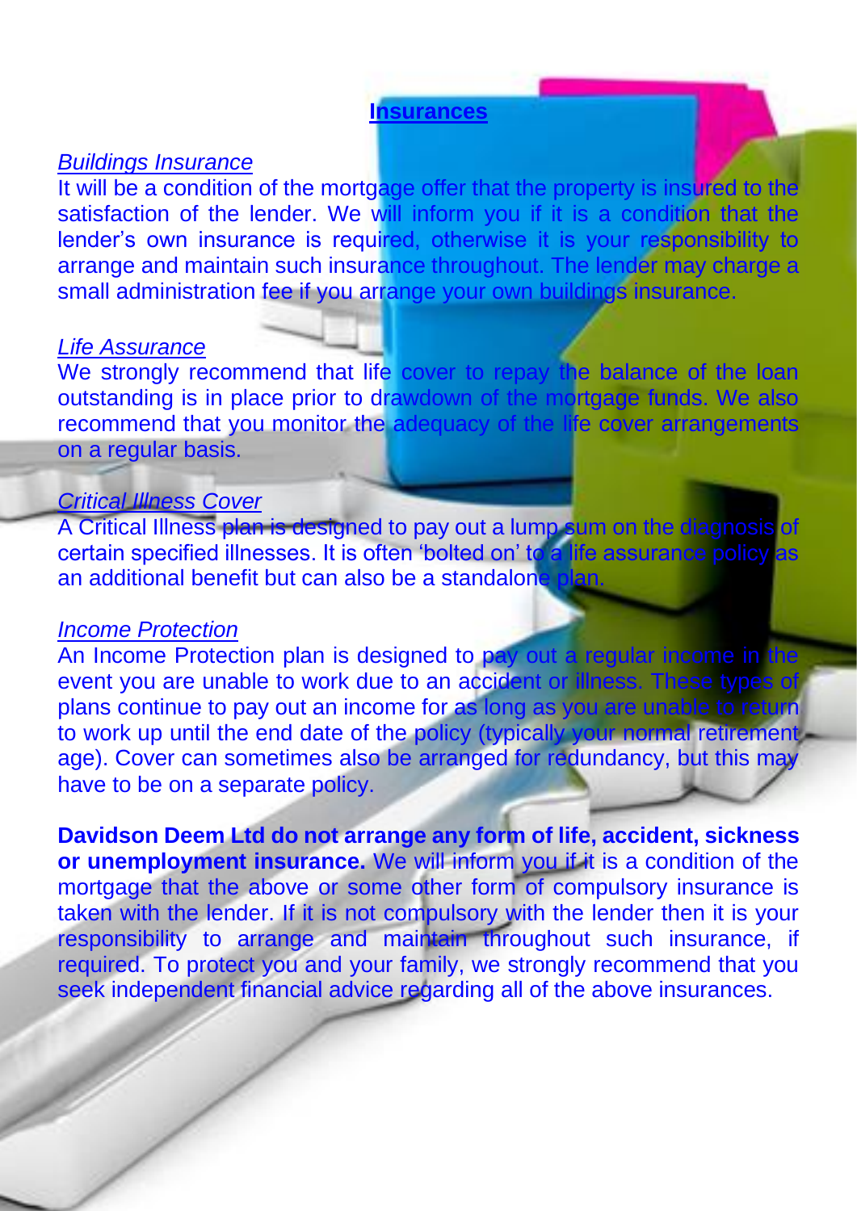## Insurances

*Buildings Insurance*

It will be a condition of the mortgage offer that the property is insured to the satisfaction of the lender. We will inform you if it is a condition that the lender's own insurance is required, otherwise it is your responsibility to arrange and maintain such insurance throughout. The lender may charge a small administration fee if you arrange your own buildings insurance.

*Life Assurance*

We strongly recommend that life cover to repay the balance of the loan outstanding is in place prior to drawdown of the mortgage funds. We also recommend that you monitor the adequacy of the life cover arrangements on a regular basis.

*Critical Illness Cover*

A Critical Illness plan is designed to pay out a lump sum on the diagnosis of certain specified illnesses. It is often 'bolted on' to a life assurance policy as an additional benefit but can also be a standalone plan.

*Income Protection*

An Income Protection plan is designed to pay out a regular income in the event you are unable to work due to an accident or illness. These types of plans continue to pay out an income for as long as you are unable to return to work up until the end date of the policy (typically your normal retirement age). Cover can sometimes also be arranged for redundancy, but this may have to be on a separate policy.

**Davidson Deem Ltd do not arrange any form of life, accident, sickness or unemployment insurance.** We will inform you if it is a condition of the mortgage that the above or some other form of compulsory insurance is taken with the lender. If it is not compulsory with the lender then it is your responsibility to arrange and maintain throughout such insurance, if required. To protect you and your family, we strongly recommend that you seek independent financial advice regarding all of the above insurances.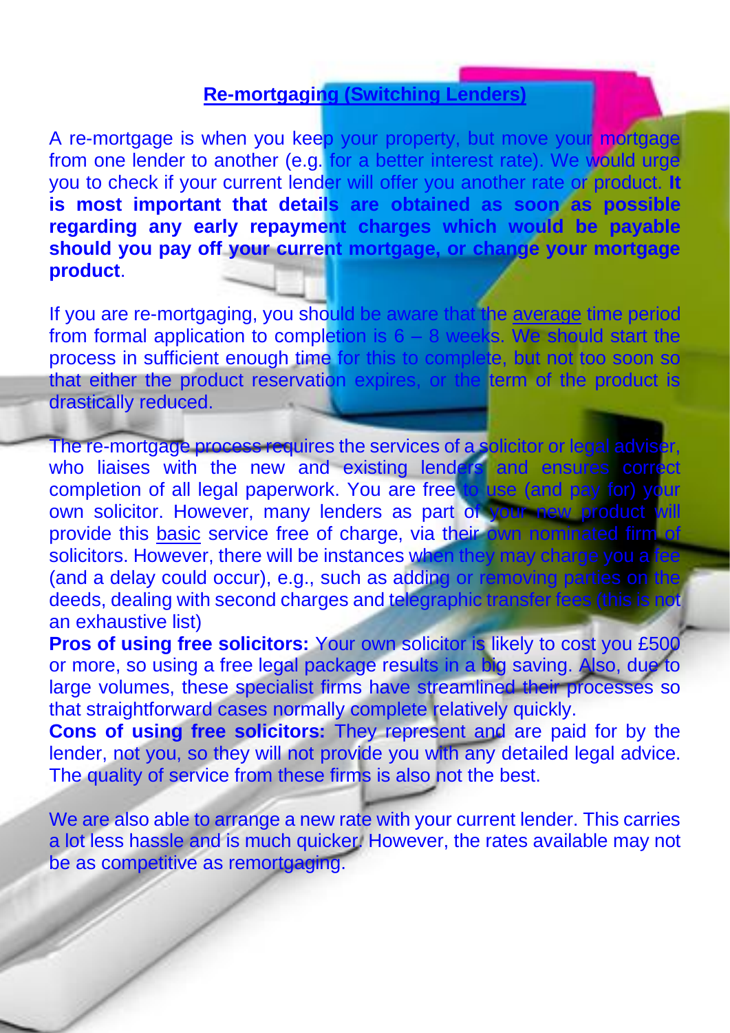## Re-mortgaging (Switching Lenders)

A re-mortgage is when you keep your property, but move your mortgage from one lender to another (e.g. for a better interest rate). We would urge you to check if your current lender will offer you another rate or product. **It is most important that details are obtained as soon as possible regarding any early repayment charges which would be payable should you pay off your current mortgage, or change your mortgage product**.

If you are re-mortgaging, you should be aware that the average time period from formal application to completion is 6 – 8 weeks. We should start the process in sufficient enough time for this to complete, but not too soon so that either the product reservation expires, or the term of the product is drastically reduced.

The re-mortgage process requires the services of a solicitor or legal adviser, who liaises with the new and existing lenders and ensures correct completion of all legal paperwork. You are free to use (and pay for) your own solicitor. However, many lenders as part of your new product will provide this basic service free of charge, via their own nominated firm of solicitors. However, there will be instances when they may charge you a fee (and a delay could occur), e.g., such as adding or removing parties on the deeds, dealing with second charges and telegraphic transfer fees (this is not an exhaustive list)

**Pros of using free solicitors:** Your own solicitor is likely to cost you £500 or more, so using a free legal package results in a big saving. Also, due to large volumes, these specialist firms have streamlined their processes so that straightforward cases normally complete relatively quickly.

**Cons of using free solicitors:** They represent and are paid for by the lender, not you, so they will not provide you with any detailed legal advice. The quality of service from these firms is also not the best.

We are also able to arrange a new rate with your current lender. This carries a lot less hassle and is much quicker. However, the rates available may not be as competitive as remortgaging.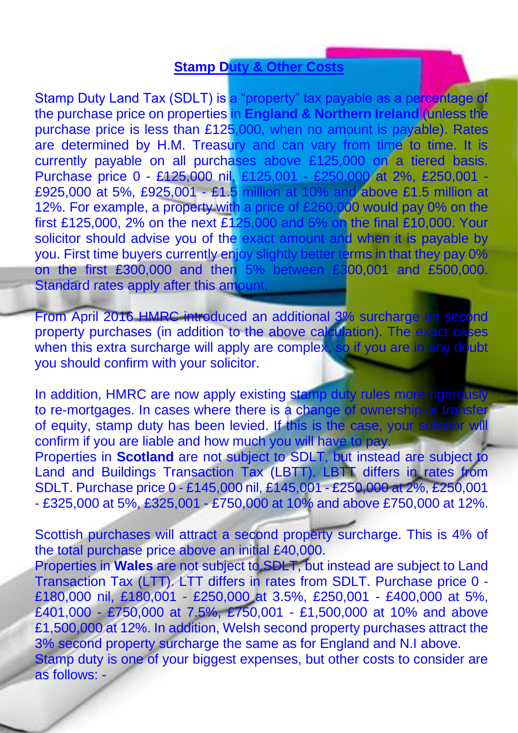## Stamp Duty & Other Costs

Stamp Duty Land Tax (SDLT) is a "property" tax payable as a percentage of the purchase price on properties in **England & Northern Ireland** (unless the purchase price is less than £125,000, when no amount is payable). Rates are determined by H.M. Treasury and can vary from time to time. It is currently payable on all purchases above £125,000 on a tiered basis. Purchase price 0 - £125,000 nil, £125,001 - £250,000 at 2%, £250,001 - £925,000 at 5%, £925,001 - £1.5 million at 10% and above £1.5 million at 12%. For example, a property with a price of £260,000 would pay 0% on the first £125,000, 2% on the next £125,000 and 5% on the final £10,000. Your solicitor should advise you of the exact amount and when it is payable by you. First time buyers currently enjoy slightly better terms in that they pay 0% on the first £300,000 and then 5% between £300,001 and £500,000. Standard rates apply after this amount.

From April 2016 HMRC introduced an additional 3% surcharge on second property purchases (in addition to the above calculation). The exact cases when this extra surcharge will apply are complex, so if you are in any doubt you should confirm with your solicitor.

In addition, HMRC are now apply existing stamp duty rules more rigorously to re-mortgages. In cases where there is a change of ownership or transfer of equity, stamp duty has been levied. If this is the case, your solicitor will confirm if you are liable and how much you will have to pay.

Properties in **Scotland** are not subject to SDLT, but instead are subject to Land and Buildings Transaction Tax (LBTT). LBTT differs in rates from SDLT. Purchase price 0 - £145,000 nil, £145,001 - £250,000 at 2%, £250,001 - £325,000 at 5%, £325,001 - £750,000 at 10% and above £750,000 at 12%.

Scottish purchases will attract a second property surcharge. This is 4% of the total purchase price above an initial £40,000.

Properties in **Wales** are not subject to SDLT, but instead are subject to Land Transaction Tax (LTT). LTT differs in rates from SDLT. Purchase price 0 - £180,000 nil, £180,001 - £250,000 at 3.5%, £250,001 - £400,000 at 5%, £401,000 - £750,000 at 7.5%, £750,001 - £1,500,000 at 10% and above £1,500,000 at 12%. In addition, Welsh second property purchases attract the 3% second property surcharge the same as for England and N.I above.

Stamp duty is one of your biggest expenses, but other costs to consider are as follows: -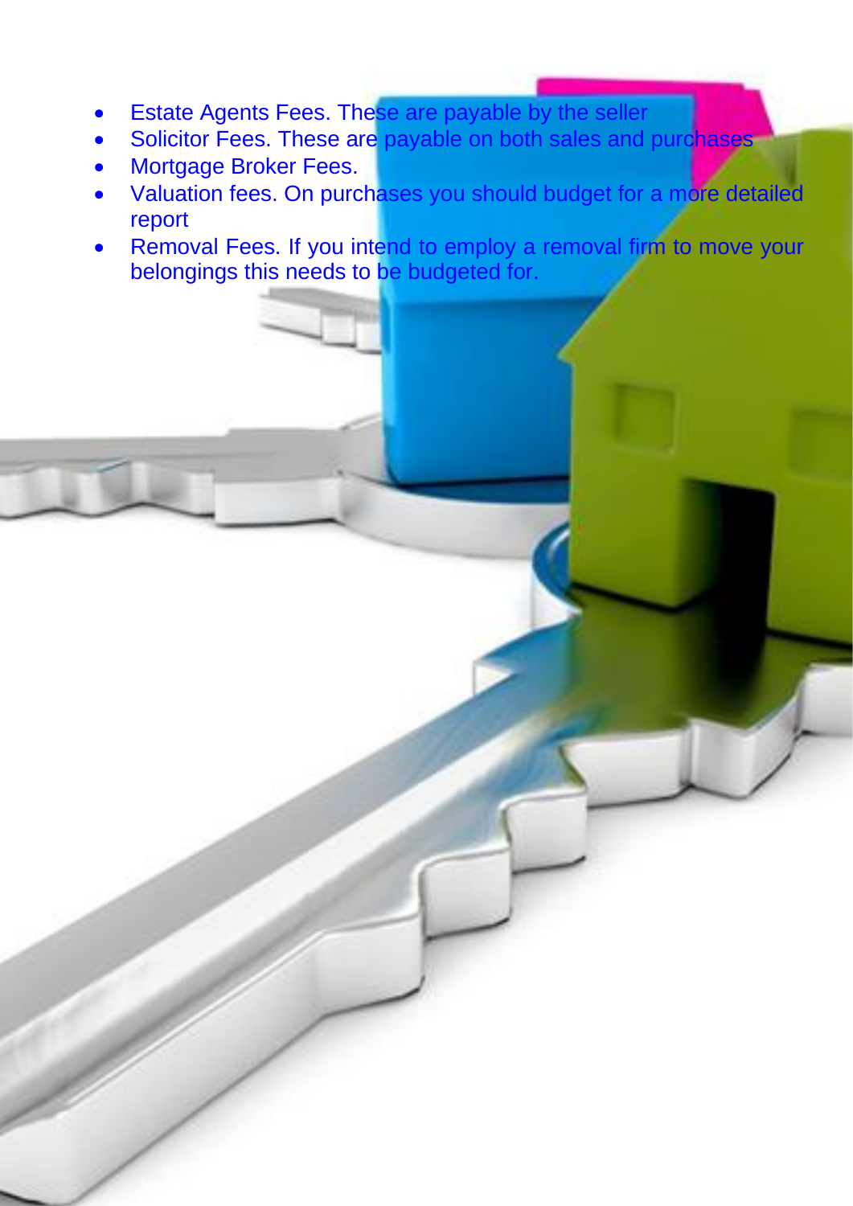- Estate Agents Fees. These are payable by the seller
- Solicitor Fees. These are payable on both sales and purchases
- Mortgage Broker Fees.
- Valuation fees. On purchases you should budget for a more detailed report
- Removal Fees. If you intend to employ a removal firm to move your belongings this needs to be budgeted for.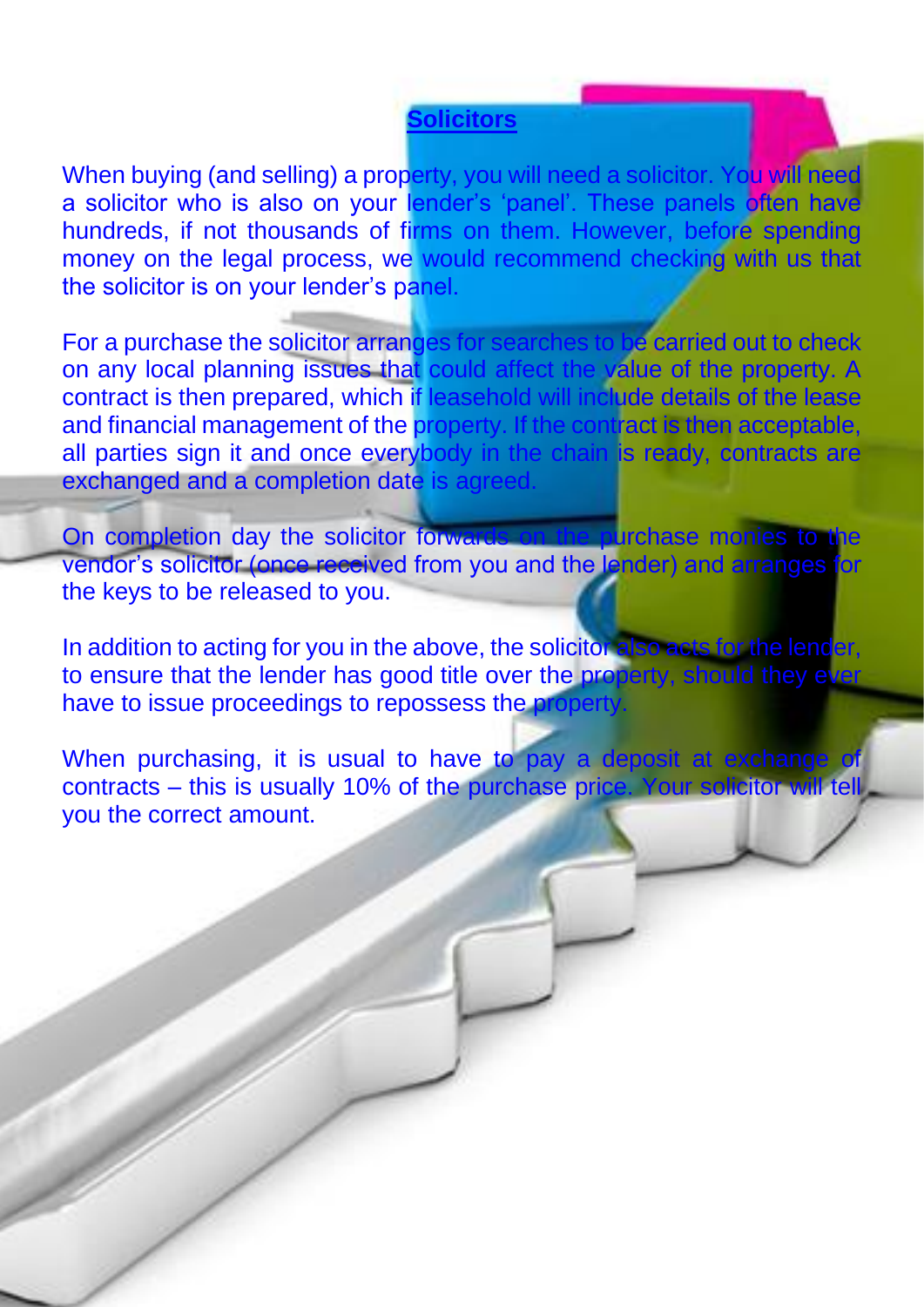## Solicitors

When buying (and selling) a property, you will need a solicitor. You will need a solicitor who is also on your lender's 'panel'. These panels often have hundreds, if not thousands of firms on them. However, before spending money on the legal process, we would recommend checking with us that the solicitor is on your lender's panel.

For a purchase the solicitor arranges for searches to be carried out to check on any local planning issues that could affect the value of the property. A contract is then prepared, which if leasehold will include details of the lease and financial management of the property. If the contract is then acceptable, all parties sign it and once everybody in the chain is ready, contracts are exchanged and a completion date is agreed.

On completion day the solicitor forwards on the purchase monies to the vendor's solicitor (once received from you and the lender) and arranges for the keys to be released to you.

In addition to acting for you in the above, the solicitor also acts for the lender, to ensure that the lender has good title over the property, should they ever have to issue proceedings to repossess the property.

When purchasing, it is usual to have to pay a deposit at exchange of contracts – this is usually 10% of the purchase price. Your solicitor will tell you the correct amount.